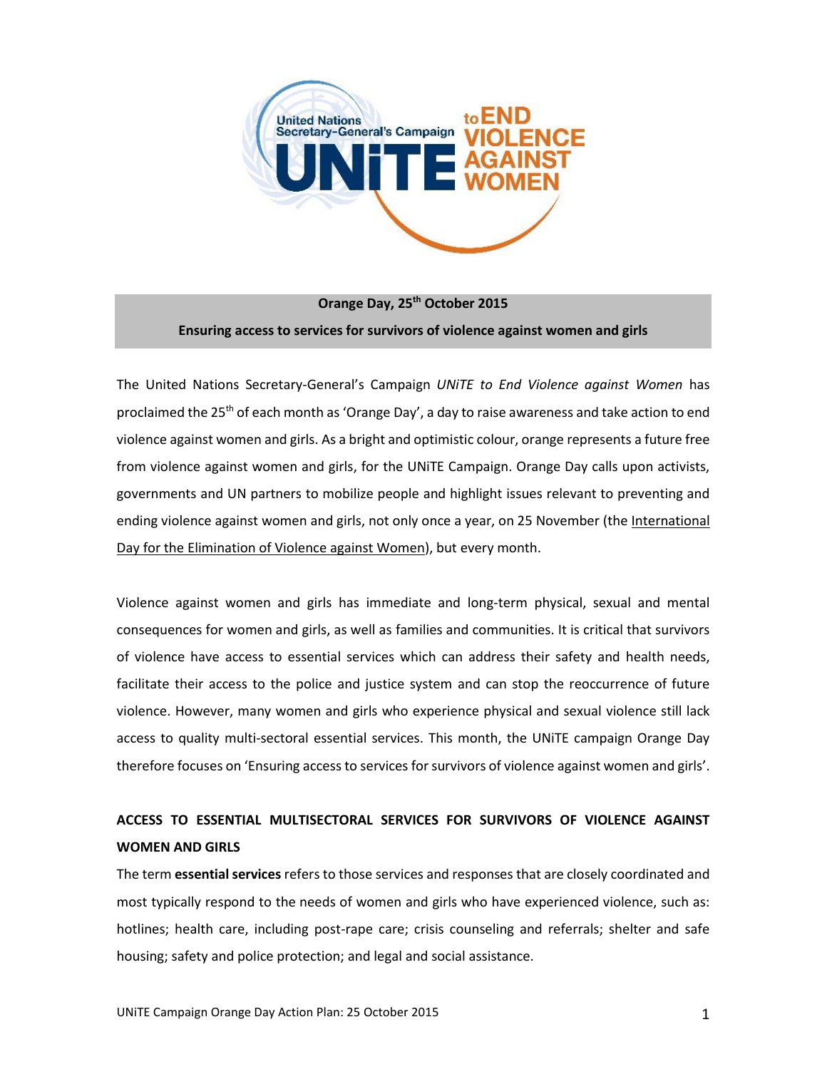**Orange Day, 25th October 2015**

**Ensuring access to services for survivors of violence against women and girls**

The United Nations Secretary-General's Campaign *UNiTE to End Violence against Women* has proclaimed the 25th of each month as 'Orange Day', a day to raise awareness and take action to end violence against women and girls. As a bright and optimistic colour, orange represents a future free from violence against women and girls, for the UNiTE Campaign. Orange Day calls upon activists, governments and UN partners to mobilize people and highlight issues relevant to preventing and ending violence against women and girls, not only once a year, on 25 November (the International Day for the Elimination of Violence against Women), but every month.

Violence against women and girls has immediate and long-term physical, sexual and mental consequences for women and girls, as well as families and communities. It is critical that survivors of violence have access to essential services which can address their safety and health needs, facilitate their access to the police and justice system and can stop the reoccurrence of future violence. However, many women and girls who experience physical and sexual violence still lack access to quality multi-sectoral essential services. This month, the UNiTE campaign Orange Day therefore focuses on 'Ensuring access to services for survivors of violence against women and girls'.

## ACCESS TO ESSENTIAL MULTISECTORAL SERVICES FOR SURVIVORS OF VIOLENCE AGAINST WOMEN AND GIRLS

The term **essential services** refers to those services and responses that are closely coordinated and most typically respond to the needs of women and girls who have experienced violence, such as: hotlines; health care, including post-rape care; crisis counseling and referrals; shelter and safe housing; safety and police protection; and legal and social assistance.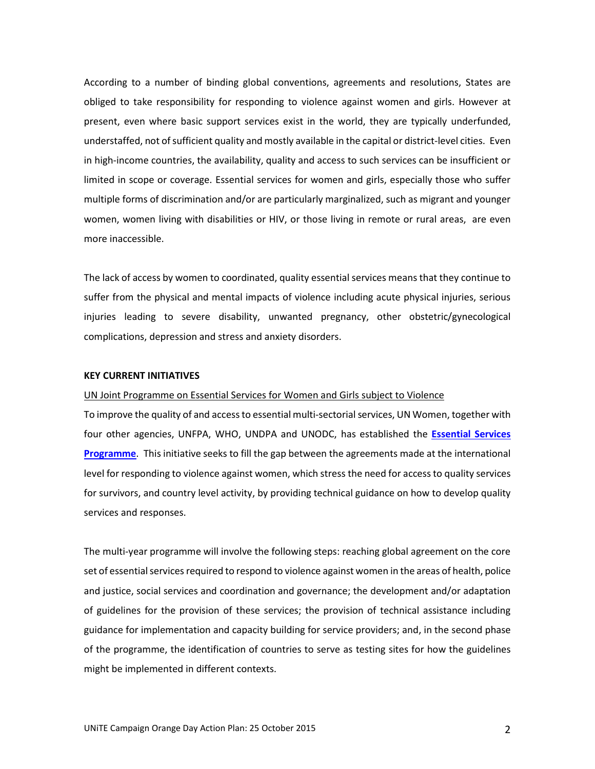According to a number of binding global conventions, agreements and resolutions, States are obliged to take responsibility for responding to violence against women and girls. However at present, even where basic support services exist in the world, they are typically underfunded, understaffed, not of sufficient quality and mostly available in the capital or district-level cities. Even in high-income countries, the availability, quality and access to such services can be insufficient or limited in scope or coverage. Essential services for women and girls, especially those who suffer multiple forms of discrimination and/or are particularly marginalized, such as migrant and younger women, women living with disabilities or HIV, or those living in remote or rural areas, are even more inaccessible.

The lack of access by women to coordinated, quality essential services means that they continue to suffer from the physical and mental impacts of violence including acute physical injuries, serious injuries leading to severe disability, unwanted pregnancy, other obstetric/gynecological complications, depression and stress and anxiety disorders.

**KEY CURRENT INITIATIVES**

UN Joint Programme on Essential Services for Women and Girls subject to Violence

To improve the quality of and access to essential multi-sectorial services, UN Women, together with four other agencies, UNFPA, WHO, UNDPA and UNODC, has established the **Essential Services Programme**. This initiative seeks to fill the gap between the agreements made at the international level for responding to violence against women, which stress the need for access to quality services for survivors, and country level activity, by providing technical guidance on how to develop quality services and responses.

The multi-year programme will involve the following steps: reaching global agreement on the core set of essential services required to respond to violence against women in the areas of health, police and justice, social services and coordination and governance; the development and/or adaptation of guidelines for the provision of these services; the provision of technical assistance including guidance for implementation and capacity building for service providers; and, in the second phase of the programme, the identification of countries to serve as testing sites for how the guidelines might be implemented in different contexts.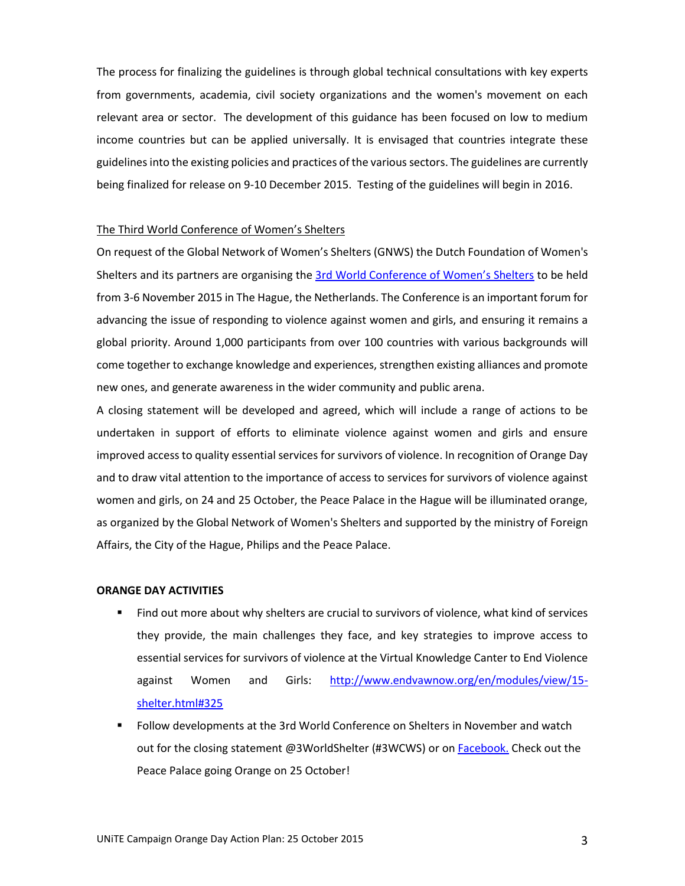The process for finalizing the guidelines is through global technical consultations with key experts from governments, academia, civil society organizations and the women's movement on each relevant area or sector. The development of this guidance has been focused on low to medium income countries but can be applied universally. It is envisaged that countries integrate these guidelines into the existing policies and practices of the various sectors. The guidelines are currently being finalized for release on 9-10 December 2015. Testing of the guidelines will begin in 2016.

The Third World Conference of Women's Shelters

On request of the Global Network of Women's Shelters (GNWS) the Dutch Foundation of Women's Shelters and its partners are organising the 3rd World Conference of Women's Shelters to be held from 3-6 November 2015 in The Hague, the Netherlands. The Conference is an important forum for advancing the issue of responding to violence against women and girls, and ensuring it remains a global priority. Around 1,000 participants from over 100 countries with various backgrounds will come together to exchange knowledge and experiences, strengthen existing alliances and promote new ones, and generate awareness in the wider community and public arena.

A closing statement will be developed and agreed, which will include a range of actions to be undertaken in support of efforts to eliminate violence against women and girls and ensure improved access to quality essential services for survivors of violence. In recognition of Orange Day and to draw vital attention to the importance of access to services for survivors of violence against women and girls, on 24 and 25 October, the Peace Palace in the Hague will be illuminated orange, as organized by the Global Network of Women's Shelters and supported by the ministry of Foreign Affairs, the City of the Hague, Philips and the Peace Palace.

**ORANGE DAY ACTIVITIES**

- Find out more about why shelters are crucial to survivors of violence, what kind of services they provide, the main challenges they face, and key strategies to improve access to essential services for survivors of violence at the Virtual Knowledge Canter to End Violence against Women and Girls: http://www.endvawnow.org/en/modules/view/15-shelter.html#325
- Follow developments at the 3rd World Conference on Shelters in November and watch out for the closing statement @3WorldShelter (#3WCWS) or on Facebook. Check out the Peace Palace going Orange on 25 October!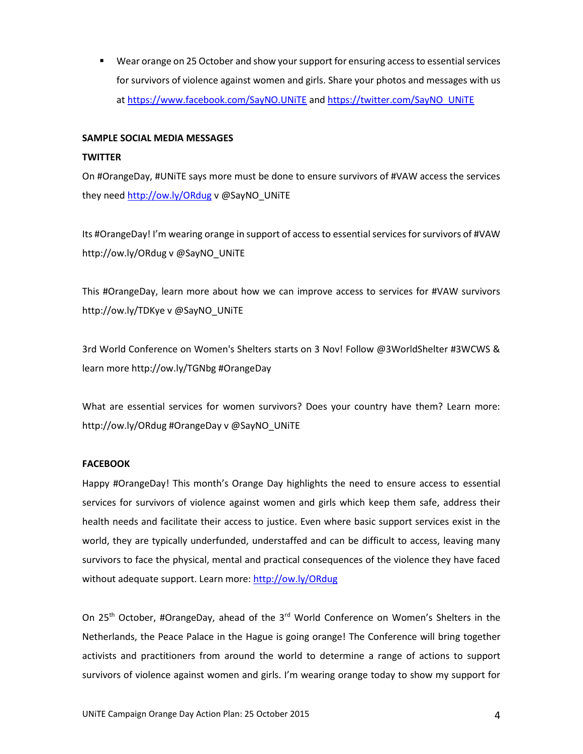- Wear orange on 25 October and show your support for ensuring access to essential services for survivors of violence against women and girls. Share your photos and messages with us at https://www.facebook.com/SayNO.UNiTE and https://twitter.com/SayNO_UNiTE

**SAMPLE SOCIAL MEDIA MESSAGES**

**TWITTER**

On #OrangeDay, #UNiTE says more must be done to ensure survivors of #VAW access the services they need http://ow.ly/ORdug v @SayNO_UNiTE

Its #OrangeDay! I'm wearing orange in support of access to essential services for survivors of #VAW http://ow.ly/ORdug v @SayNO_UNiTE

This #OrangeDay, learn more about how we can improve access to services for #VAW survivors http://ow.ly/TDKye v @SayNO_UNiTE

3rd World Conference on Women's Shelters starts on 3 Nov! Follow @3WorldShelter #3WCWS & learn more http://ow.ly/TGNbg #OrangeDay

What are essential services for women survivors? Does your country have them? Learn more: http://ow.ly/ORdug #OrangeDay v @SayNO_UNiTE

**FACEBOOK**

Happy #OrangeDay! This month's Orange Day highlights the need to ensure access to essential services for survivors of violence against women and girls which keep them safe, address their health needs and facilitate their access to justice. Even where basic support services exist in the world, they are typically underfunded, understaffed and can be difficult to access, leaving many survivors to face the physical, mental and practical consequences of the violence they have faced without adequate support. Learn more: http://ow.ly/ORdug

On 25th October, #OrangeDay, ahead of the 3rd World Conference on Women's Shelters in the Netherlands, the Peace Palace in the Hague is going orange! The Conference will bring together activists and practitioners from around the world to determine a range of actions to support survivors of violence against women and girls. I'm wearing orange today to show my support for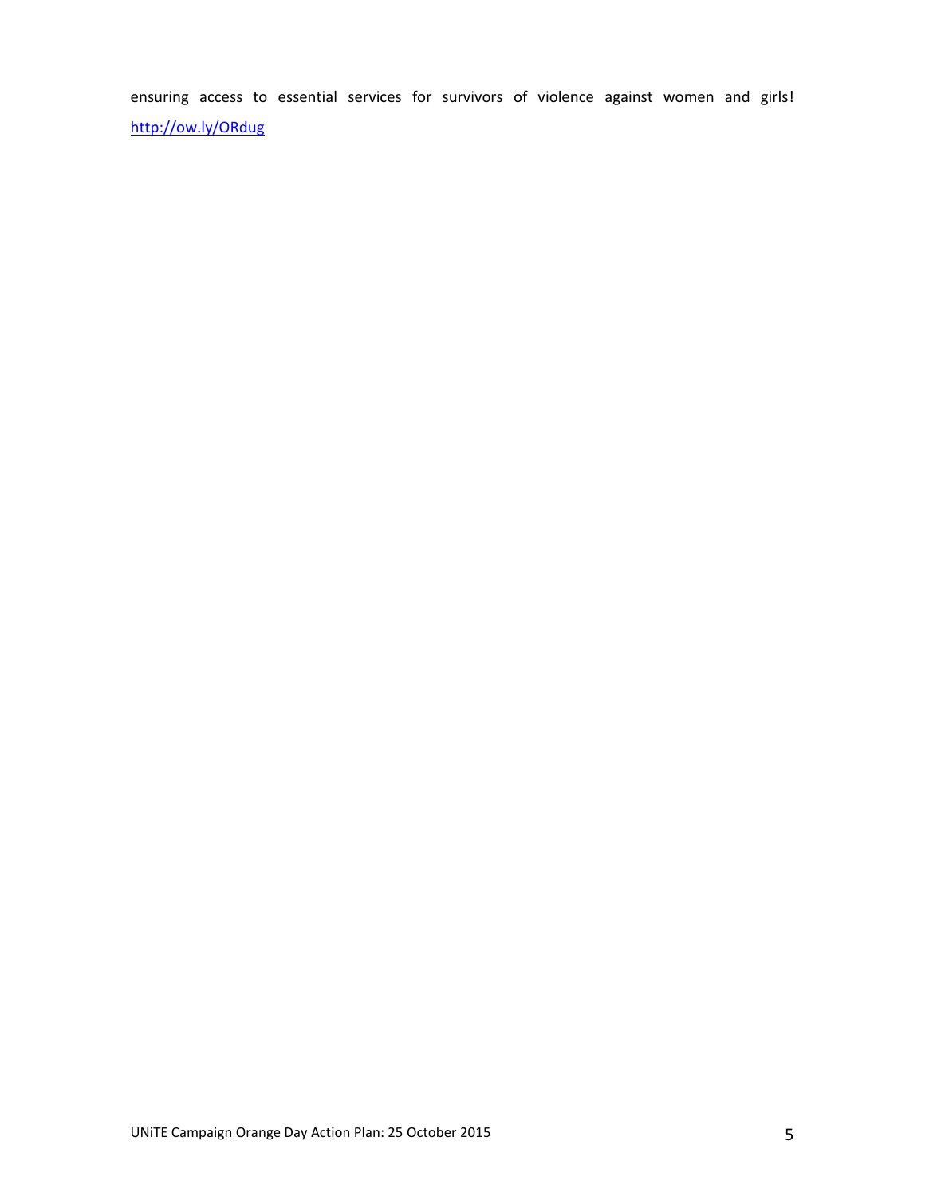ensuring access to essential services for survivors of violence against women and girls! http://ow.ly/ORdug